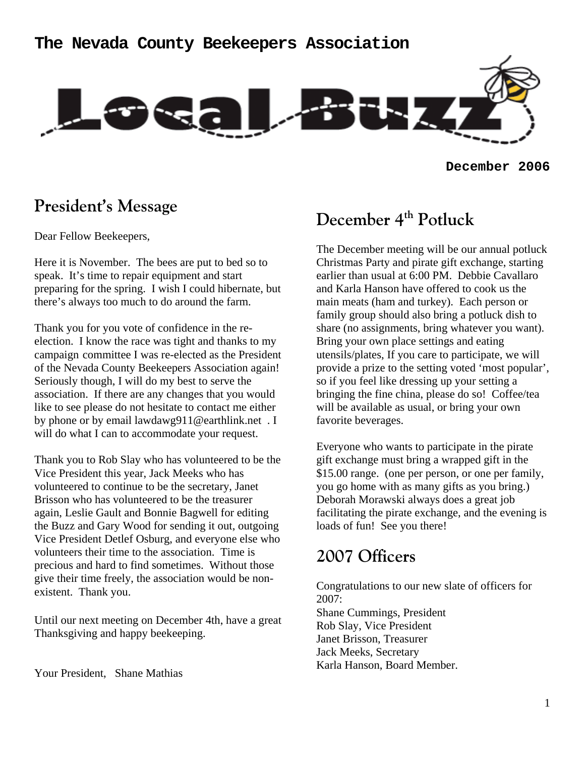# The Nevada County Beekeepers Association

# Local Buzz

**December 2006**

## President's Message

Dear Fellow Beekeepers,

Here it is November. The bees are put to bed so to speak. It's time to repair equipment and start preparing for the spring. I wish I could hibernate, but there's always too much to do around the farm.

Thank you for you vote of confidence in the re-election. I know the race was tight and thanks to my campaign committee I was re-elected as the President of the Nevada County Beekeepers Association again! Seriously though, I will do my best to serve the association. If there are any changes that you would like to see please do not hesitate to contact me either by phone or by email lawdawg911@earthlink.net . I will do what I can to accommodate your request.

Thank you to Rob Slay who has volunteered to be the Vice President this year, Jack Meeks who has volunteered to continue to be the secretary, Janet Brisson who has volunteered to be the treasurer again, Leslie Gault and Bonnie Bagwell for editing the Buzz and Gary Wood for sending it out, outgoing Vice President Detlef Osburg, and everyone else who volunteers their time to the association. Time is precious and hard to find sometimes. Without those give their time freely, the association would be non-existent. Thank you.

Until our next meeting on December 4th, have a great Thanksgiving and happy beekeeping.

Your President, Shane Mathias

## December 4th Potluck

The December meeting will be our annual potluck Christmas Party and pirate gift exchange, starting earlier than usual at 6:00 PM. Debbie Cavallaro and Karla Hanson have offered to cook us the main meats (ham and turkey). Each person or family group should also bring a potluck dish to share (no assignments, bring whatever you want). Bring your own place settings and eating utensils/plates, If you care to participate, we will provide a prize to the setting voted 'most popular', so if you feel like dressing up your setting a bringing the fine china, please do so! Coffee/tea will be available as usual, or bring your own favorite beverages.

Everyone who wants to participate in the pirate gift exchange must bring a wrapped gift in the $15.00 range. (one per person, or one per family, you go home with as many gifts as you bring.) Deborah Morawski always does a great job facilitating the pirate exchange, and the evening is loads of fun! See you there!

## 2007 Officers

Congratulations to our new slate of officers for 2007:

Shane Cummings, President
Rob Slay, Vice President
Janet Brisson, Treasurer
Jack Meeks, Secretary
Karla Hanson, Board Member.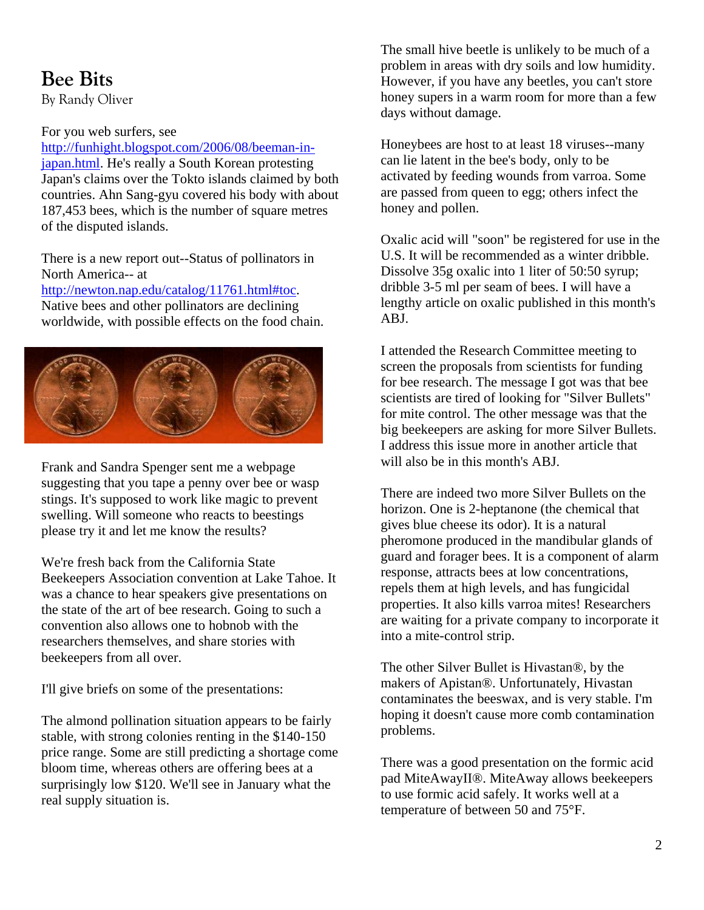# Bee Bits

By Randy Oliver

For you web surfers, see http://funhight.blogspot.com/2006/08/beeman-in-japan.html. He's really a South Korean protesting Japan's claims over the Tokto islands claimed by both countries. Ahn Sang-gyu covered his body with about 187,453 bees, which is the number of square metres of the disputed islands.

There is a new report out--Status of pollinators in North America-- at http://newton.nap.edu/catalog/11761.html#toc. Native bees and other pollinators are declining worldwide, with possible effects on the food chain.

Frank and Sandra Spenger sent me a webpage suggesting that you tape a penny over bee or wasp stings. It's supposed to work like magic to prevent swelling. Will someone who reacts to beestings please try it and let me know the results?

We're fresh back from the California State Beekeepers Association convention at Lake Tahoe. It was a chance to hear speakers give presentations on the state of the art of bee research. Going to such a convention also allows one to hobnob with the researchers themselves, and share stories with beekeepers from all over.

I'll give briefs on some of the presentations:

The almond pollination situation appears to be fairly stable, with strong colonies renting in the $140-150 price range. Some are still predicting a shortage come bloom time, whereas others are offering bees at a surprisingly low $120. We'll see in January what the real supply situation is.

The small hive beetle is unlikely to be much of a problem in areas with dry soils and low humidity. However, if you have any beetles, you can't store honey supers in a warm room for more than a few days without damage.

Honeybees are host to at least 18 viruses--many can lie latent in the bee's body, only to be activated by feeding wounds from varroa. Some are passed from queen to egg; others infect the honey and pollen.

Oxalic acid will "soon" be registered for use in the U.S. It will be recommended as a winter dribble. Dissolve 35g oxalic into 1 liter of 50:50 syrup; dribble 3-5 ml per seam of bees. I will have a lengthy article on oxalic published in this month's ABJ.

I attended the Research Committee meeting to screen the proposals from scientists for funding for bee research. The message I got was that bee scientists are tired of looking for "Silver Bullets" for mite control. The other message was that the big beekeepers are asking for more Silver Bullets. I address this issue more in another article that will also be in this month's ABJ.

There are indeed two more Silver Bullets on the horizon. One is 2-heptanone (the chemical that gives blue cheese its odor). It is a natural pheromone produced in the mandibular glands of guard and forager bees. It is a component of alarm response, attracts bees at low concentrations, repels them at high levels, and has fungicidal properties. It also kills varroa mites! Researchers are waiting for a private company to incorporate it into a mite-control strip.

The other Silver Bullet is Hivastan®, by the makers of Apistan®. Unfortunately, Hivastan contaminates the beeswax, and is very stable. I'm hoping it doesn't cause more comb contamination problems.

There was a good presentation on the formic acid pad MiteAwayII®. MiteAway allows beekeepers to use formic acid safely. It works well at a temperature of between 50 and 75°F.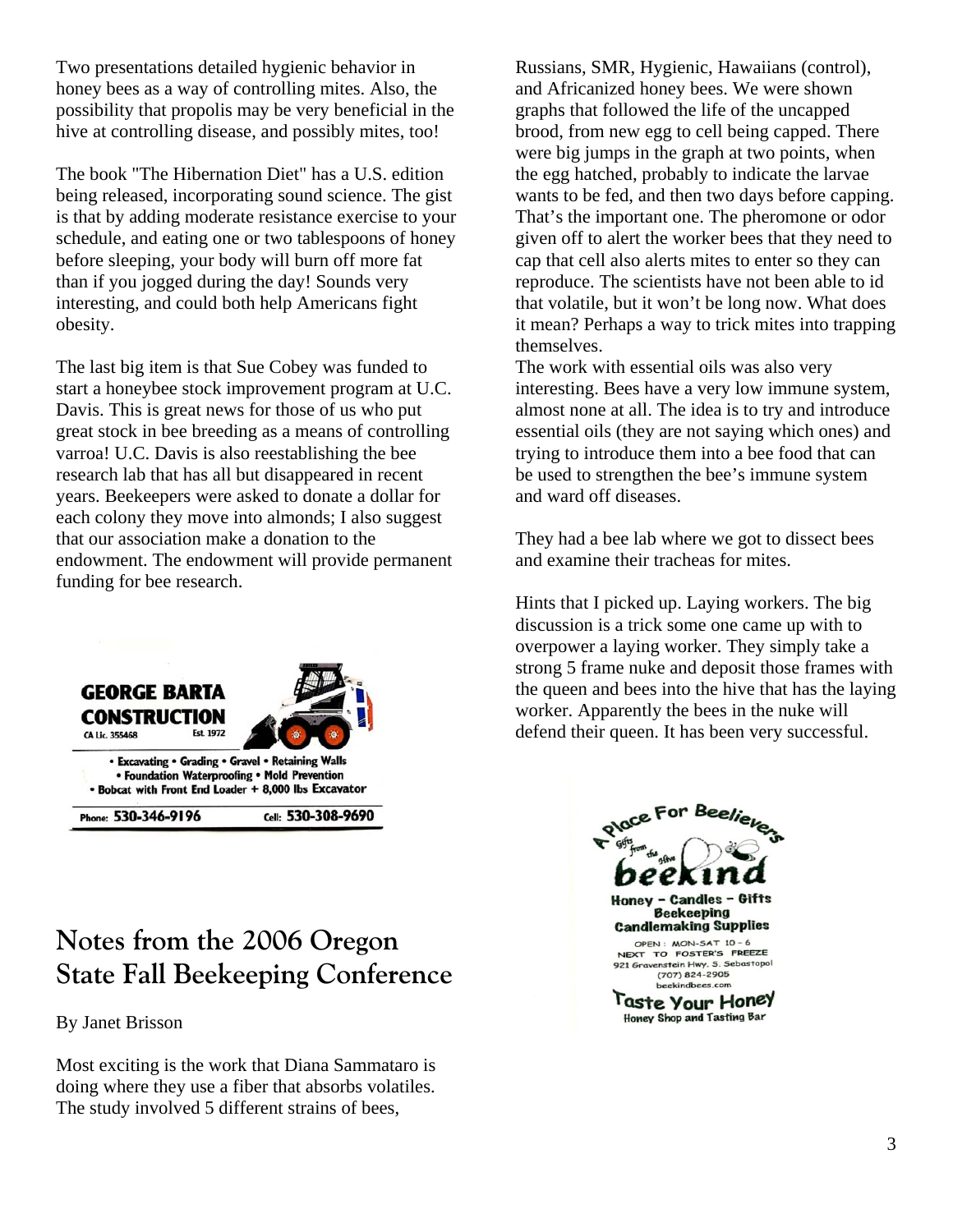Two presentations detailed hygienic behavior in honey bees as a way of controlling mites. Also, the possibility that propolis may be very beneficial in the hive at controlling disease, and possibly mites, too!

The book "The Hibernation Diet" has a U.S. edition being released, incorporating sound science. The gist is that by adding moderate resistance exercise to your schedule, and eating one or two tablespoons of honey before sleeping, your body will burn off more fat than if you jogged during the day! Sounds very interesting, and could both help Americans fight obesity.

The last big item is that Sue Cobey was funded to start a honeybee stock improvement program at U.C. Davis. This is great news for those of us who put great stock in bee breeding as a means of controlling varroa! U.C. Davis is also reestablishing the bee research lab that has all but disappeared in recent years. Beekeepers were asked to donate a dollar for each colony they move into almonds; I also suggest that our association make a donation to the endowment. The endowment will provide permanent funding for bee research.

**GEORGE BARTA CONSTRUCTION**
CA Lic. 355468 Est. 1972

- Excavating • Grading • Gravel • Retaining Walls
- Foundation Waterproofing • Mold Prevention
- Bobcat with Front End Loader + 8,000 lbs Excavator

Phone: 530-346-9196 Cell: 530-308-9690

## Notes from the 2006 Oregon State Fall Beekeeping Conference

By Janet Brisson

Most exciting is the work that Diana Sammataro is doing where they use a fiber that absorbs volatiles. The study involved 5 different strains of bees, Russians, SMR, Hygienic, Hawaiians (control), and Africanized honey bees. We were shown graphs that followed the life of the uncapped brood, from new egg to cell being capped. There were big jumps in the graph at two points, when the egg hatched, probably to indicate the larvae wants to be fed, and then two days before capping. That's the important one. The pheromone or odor given off to alert the worker bees that they need to cap that cell also alerts mites to enter so they can reproduce. The scientists have not been able to id that volatile, but it won't be long now. What does it mean? Perhaps a way to trick mites into trapping themselves.

The work with essential oils was also very interesting. Bees have a very low immune system, almost none at all. The idea is to try and introduce essential oils (they are not saying which ones) and trying to introduce them into a bee food that can be used to strengthen the bee's immune system and ward off diseases.

They had a bee lab where we got to dissect bees and examine their tracheas for mites.

Hints that I picked up. Laying workers. The big discussion is a trick some one came up with to overpower a laying worker. They simply take a strong 5 frame nuke and deposit those frames with the queen and bees into the hive that has the laying worker. Apparently the bees in the nuke will defend their queen. It has been very successful.

A Place For Beelievers

Gifts from the Hive

**beekind**

**Honey – Candles – Gifts**
**Beekeeping**
**Candlemaking Supplies**

OPEN: MON-SAT 10 - 6
NEXT TO FOSTER'S FREEZE
921 Gravenstein Hwy. S. Sebastopol
(707) 824-2905
beekindbees.com

**Taste Your Honey**
Honey Shop and Tasting Bar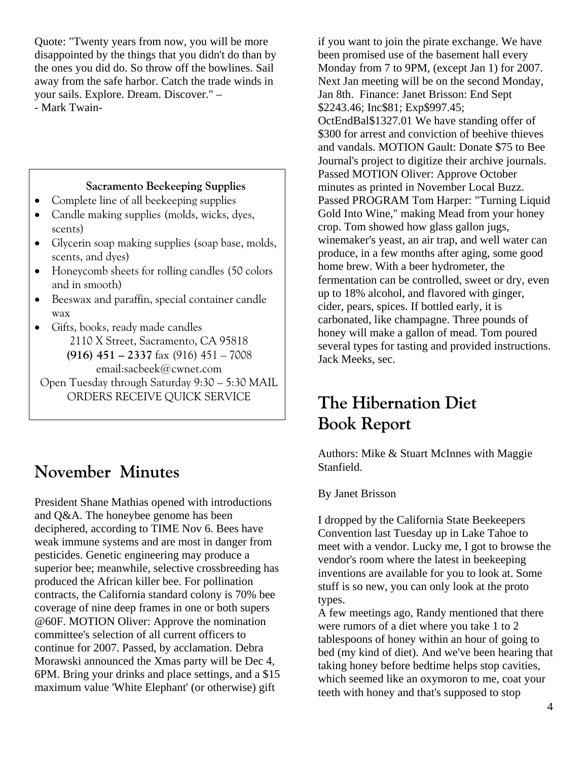Quote: "Twenty years from now, you will be more disappointed by the things that you didn't do than by the ones you did do. So throw off the bowlines. Sail away from the safe harbor. Catch the trade winds in your sails. Explore. Dream. Discover." –
- Mark Twain-

**Sacramento Beekeeping Supplies**

- Complete line of all beekeeping supplies
- Candle making supplies (molds, wicks, dyes, scents)
- Glycerin soap making supplies (soap base, molds, scents, and dyes)
- Honeycomb sheets for rolling candles (50 colors and in smooth)
- Beeswax and paraffin, special container candle wax
- Gifts, books, ready made candles

2110 X Street, Sacramento, CA 95818
**(916) 451 – 2337** fax (916) 451 – 7008
email:sacbeek@cwnet.com
Open Tuesday through Saturday 9:30 – 5:30 MAIL ORDERS RECEIVE QUICK SERVICE

## November Minutes

President Shane Mathias opened with introductions and Q&A. The honeybee genome has been deciphered, according to TIME Nov 6. Bees have weak immune systems and are most in danger from pesticides. Genetic engineering may produce a superior bee; meanwhile, selective crossbreeding has produced the African killer bee. For pollination contracts, the California standard colony is 70% bee coverage of nine deep frames in one or both supers @60F. MOTION Oliver: Approve the nomination committee's selection of all current officers to continue for 2007. Passed, by acclamation. Debra Morawski announced the Xmas party will be Dec 4, 6PM. Bring your drinks and place settings, and a $15 maximum value 'White Elephant' (or otherwise) gift if you want to join the pirate exchange. We have been promised use of the basement hall every Monday from 7 to 9PM, (except Jan 1) for 2007. Next Jan meeting will be on the second Monday, Jan 8th. Finance: Janet Brisson: End Sept $2243.46; Inc$81; Exp$997.45; OctEndBal$1327.01 We have standing offer of $300 for arrest and conviction of beehive thieves and vandals. MOTION Gault: Donate $75 to Bee Journal's project to digitize their archive journals. Passed MOTION Oliver: Approve October minutes as printed in November Local Buzz. Passed PROGRAM Tom Harper: "Turning Liquid Gold Into Wine," making Mead from your honey crop. Tom showed how glass gallon jugs, winemaker's yeast, an air trap, and well water can produce, in a few months after aging, some good home brew. With a beer hydrometer, the fermentation can be controlled, sweet or dry, even up to 18% alcohol, and flavored with ginger, cider, pears, spices. If bottled early, it is carbonated, like champagne. Three pounds of honey will make a gallon of mead. Tom poured several types for tasting and provided instructions. Jack Meeks, sec.

## The Hibernation Diet Book Report

Authors: Mike & Stuart McInnes with Maggie Stanfield.

By Janet Brisson

I dropped by the California State Beekeepers Convention last Tuesday up in Lake Tahoe to meet with a vendor. Lucky me, I got to browse the vendor's room where the latest in beekeeping inventions are available for you to look at. Some stuff is so new, you can only look at the proto types.

A few meetings ago, Randy mentioned that there were rumors of a diet where you take 1 to 2 tablespoons of honey within an hour of going to bed (my kind of diet). And we've been hearing that taking honey before bedtime helps stop cavities, which seemed like an oxymoron to me, coat your teeth with honey and that's supposed to stop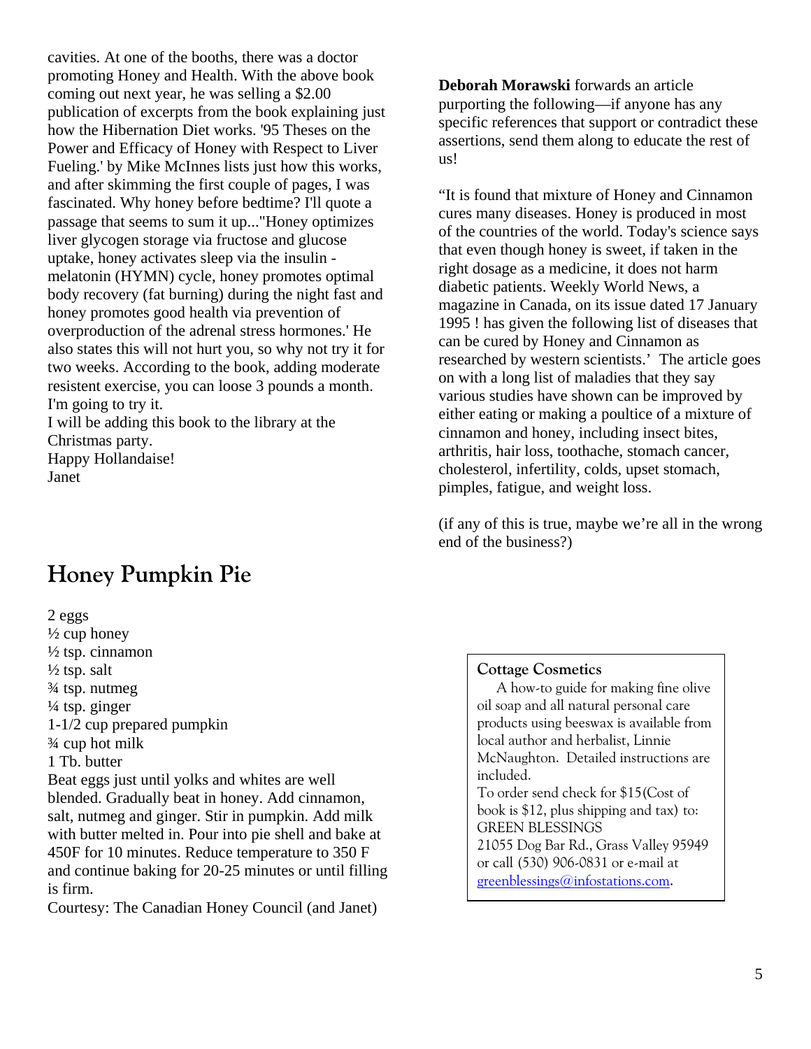cavities. At one of the booths, there was a doctor promoting Honey and Health. With the above book coming out next year, he was selling a $2.00 publication of excerpts from the book explaining just how the Hibernation Diet works. '95 Theses on the Power and Efficacy of Honey with Respect to Liver Fueling.' by Mike McInnes lists just how this works, and after skimming the first couple of pages, I was fascinated. Why honey before bedtime? I'll quote a passage that seems to sum it up..."Honey optimizes liver glycogen storage via fructose and glucose uptake, honey activates sleep via the insulin - melatonin (HYMN) cycle, honey promotes optimal body recovery (fat burning) during the night fast and honey promotes good health via prevention of overproduction of the adrenal stress hormones.' He also states this will not hurt you, so why not try it for two weeks. According to the book, adding moderate resistent exercise, you can loose 3 pounds a month. I'm going to try it.
I will be adding this book to the library at the Christmas party.
Happy Hollandaise!
Janet

## Honey Pumpkin Pie

2 eggs
½ cup honey
½ tsp. cinnamon
½ tsp. salt
¾ tsp. nutmeg
¼ tsp. ginger
1-1/2 cup prepared pumpkin
¾ cup hot milk
1 Tb. butter

Beat eggs just until yolks and whites are well blended. Gradually beat in honey. Add cinnamon, salt, nutmeg and ginger. Stir in pumpkin. Add milk with butter melted in. Pour into pie shell and bake at 450F for 10 minutes. Reduce temperature to 350 F and continue baking for 20-25 minutes or until filling is firm.
Courtesy: The Canadian Honey Council (and Janet)

**Deborah Morawski** forwards an article purporting the following—if anyone has any specific references that support or contradict these assertions, send them along to educate the rest of us!

"It is found that mixture of Honey and Cinnamon cures many diseases. Honey is produced in most of the countries of the world. Today's science says that even though honey is sweet, if taken in the right dosage as a medicine, it does not harm diabetic patients. Weekly World News, a magazine in Canada, on its issue dated 17 January 1995 ! has given the following list of diseases that can be cured by Honey and Cinnamon as researched by western scientists.' The article goes on with a long list of maladies that they say various studies have shown can be improved by either eating or making a poultice of a mixture of cinnamon and honey, including insect bites, arthritis, hair loss, toothache, stomach cancer, cholesterol, infertility, colds, upset stomach, pimples, fatigue, and weight loss.

(if any of this is true, maybe we're all in the wrong end of the business?)

**Cottage Cosmetics**

A how-to guide for making fine olive oil soap and all natural personal care products using beeswax is available from local author and herbalist, Linnie McNaughton. Detailed instructions are included.
To order send check for $15(Cost of book is $12, plus shipping and tax) to:
GREEN BLESSINGS
21055 Dog Bar Rd., Grass Valley 95949
or call (530) 906-0831 or e-mail at greenblessings@infostations.com.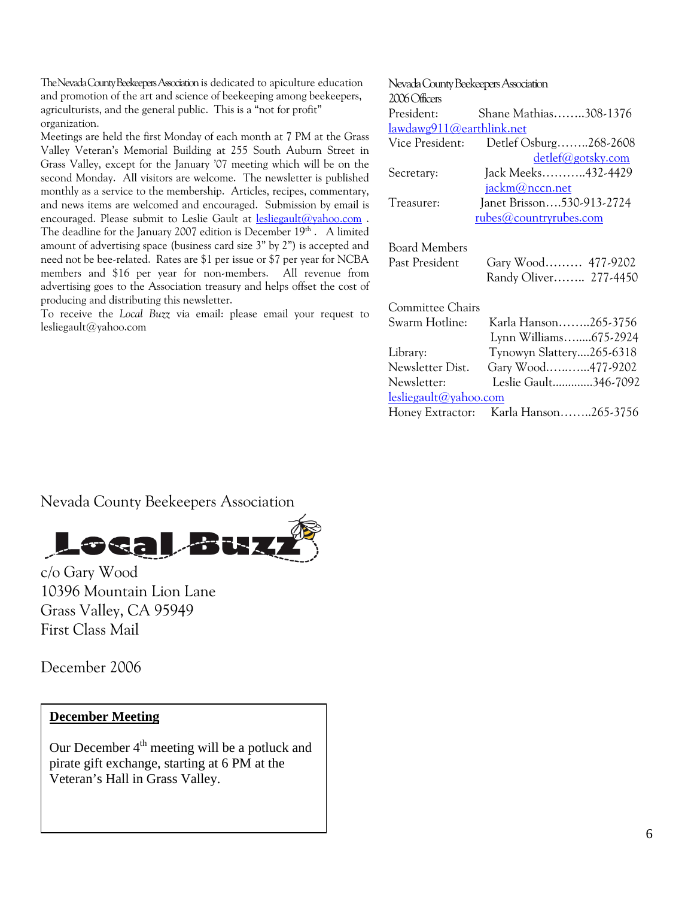The Nevada County Beekeepers Association is dedicated to apiculture education and promotion of the art and science of beekeeping among beekeepers, agriculturists, and the general public. This is a "not for profit" organization.

Meetings are held the first Monday of each month at 7 PM at the Grass Valley Veteran's Memorial Building at 255 South Auburn Street in Grass Valley, except for the January '07 meeting which will be on the second Monday. All visitors are welcome. The newsletter is published monthly as a service to the membership. Articles, recipes, commentary, and news items are welcomed and encouraged. Submission by email is encouraged. Please submit to Leslie Gault at lesliegault@yahoo.com . The deadline for the January 2007 edition is December 19th . A limited amount of advertising space (business card size 3" by 2") is accepted and need not be bee-related. Rates are $1 per issue or $7 per year for NCBA members and $16 per year for non-members. All revenue from advertising goes to the Association treasury and helps offset the cost of producing and distributing this newsletter.

To receive the *Local Buzz* via email: please email your request to lesliegault@yahoo.com

Nevada County Beekeepers Association
2006 Officers

President: Shane Mathias........308-1376
lawdawg911@earthlink.net
Vice President: Detlef Osburg........268-2608
detlef@gotsky.com
Secretary: Jack Meeks...........432-4429
jackm@nccn.net
Treasurer: Janet Brisson....530-913-2724
rubes@countryrubes.com

Board Members
Past President Gary Wood......... 477-9202
Randy Oliver........ 277-4450

Committee Chairs
Swarm Hotline: Karla Hanson........265-3756
Lynn Williams........675-2924
Library: Tynowyn Slattery....265-6318
Newsletter Dist. Gary Wood............477-9202
Newsletter: Leslie Gault.............346-7092
lesliegault@yahoo.com
Honey Extractor: Karla Hanson........265-3756

Nevada County Beekeepers Association

Local Buzz

c/o Gary Wood
10396 Mountain Lion Lane
Grass Valley, CA 95949
First Class Mail

December 2006

**December Meeting**

Our December 4th meeting will be a potluck and pirate gift exchange, starting at 6 PM at the Veteran's Hall in Grass Valley.